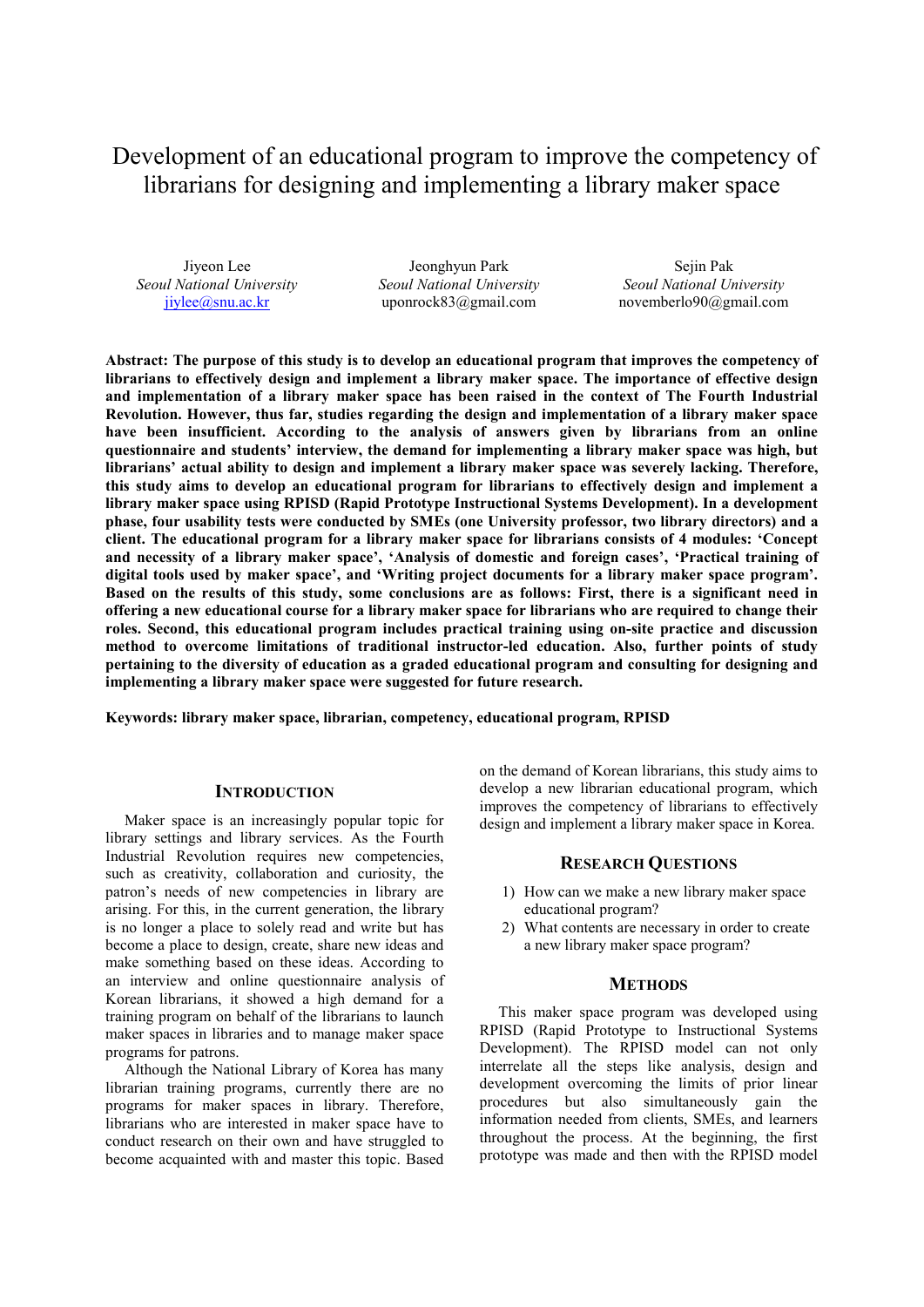# Development of an educational program to improve the competency of librarians for designing and implementing a library maker space

Jiyeon Lee
*Seoul National University*
jiylee@snu.ac.kr

Jeonghyun Park
*Seoul National University*
uponrock83@gmail.com

Sejin Pak
*Seoul National University*
novemberlo90@gmail.com

**Abstract: The purpose of this study is to develop an educational program that improves the competency of librarians to effectively design and implement a library maker space. The importance of effective design and implementation of a library maker space has been raised in the context of The Fourth Industrial Revolution. However, thus far, studies regarding the design and implementation of a library maker space have been insufficient. According to the analysis of answers given by librarians from an online questionnaire and students' interview, the demand for implementing a library maker space was high, but librarians' actual ability to design and implement a library maker space was severely lacking. Therefore, this study aims to develop an educational program for librarians to effectively design and implement a library maker space using RPISD (Rapid Prototype Instructional Systems Development). In a development phase, four usability tests were conducted by SMEs (one University professor, two library directors) and a client. The educational program for a library maker space for librarians consists of 4 modules: 'Concept and necessity of a library maker space', 'Analysis of domestic and foreign cases', 'Practical training of digital tools used by maker space', and 'Writing project documents for a library maker space program'. Based on the results of this study, some conclusions are as follows: First, there is a significant need in offering a new educational course for a library maker space for librarians who are required to change their roles. Second, this educational program includes practical training using on-site practice and discussion method to overcome limitations of traditional instructor-led education. Also, further points of study pertaining to the diversity of education as a graded educational program and consulting for designing and implementing a library maker space were suggested for future research.**

**Keywords: library maker space, librarian, competency, educational program, RPISD**

## INTRODUCTION

Maker space is an increasingly popular topic for library settings and library services. As the Fourth Industrial Revolution requires new competencies, such as creativity, collaboration and curiosity, the patron's needs of new competencies in library are arising. For this, in the current generation, the library is no longer a place to solely read and write but has become a place to design, create, share new ideas and make something based on these ideas. According to an interview and online questionnaire of Korean librarians, it showed a high demand for a training program on behalf of the librarians to launch maker spaces in libraries and to manage maker space programs for patrons.

Although the National Library of Korea has many librarian training programs, currently there are no programs for maker spaces in library. Therefore, librarians who are interested in maker space have to conduct research on their own and have struggled to become acquainted with and master this topic. Based on the demand of Korean librarians, this study aims to develop a new librarian educational program, which improves the competency of librarians to effectively design and implement a library maker space in Korea.

## RESEARCH QUESTIONS

1) How can we make a new library maker space educational program?
2) What contents are necessary in order to create a new library maker space program?

## METHODS

This maker space program was developed using RPISD (Rapid Prototype to Instructional Systems Development). The RPISD model can not only interrelate all the steps like analysis, design and development overcoming the limits of prior linear procedures but also simultaneously gain the information needed from clients, SMEs, and learners throughout the process. At the beginning, the first prototype was made and then with the RPISD model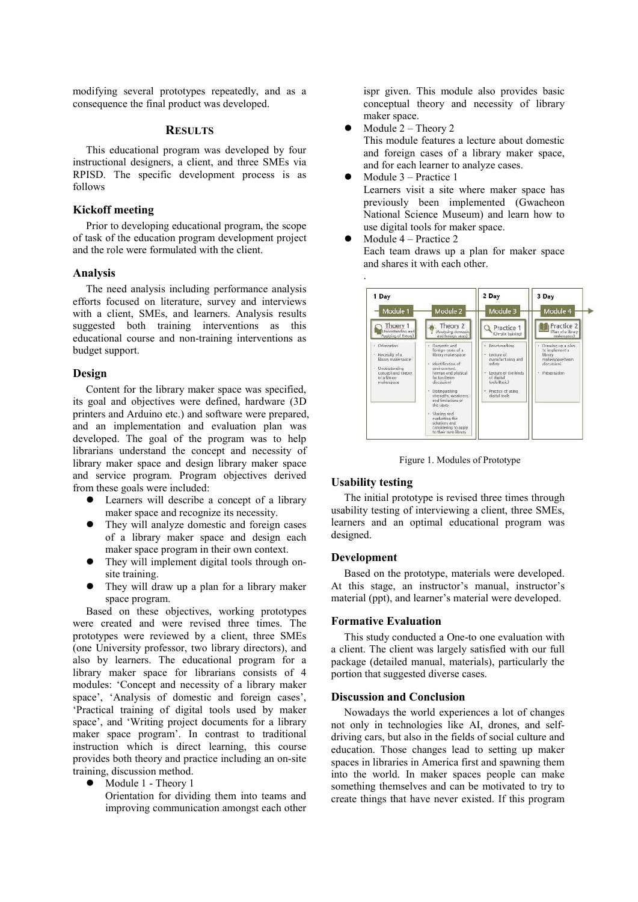modifying several prototypes repeatedly, and as a consequence the final product was developed.

## RESULTS

This educational program was developed by four instructional designers, a client, and three SMEs via RPISD. The specific development process is as follows

### Kickoff meeting

Prior to developing educational program, the scope of task of the education program development project and the role were formulated with the client.

### Analysis

The need analysis including performance analysis efforts focused on literature, survey and interviews with a client, SMEs, and learners. Analysis results suggested both training interventions as this educational course and non-training interventions as budget support.

### Design

Content for the library maker space was specified, its goal and objectives were defined, hardware (3D printers and Arduino etc.) and software were prepared, and an implementation and evaluation plan was developed. The goal of the program was to help librarians understand the concept and necessity of library maker space and design library maker space and service program. Program objectives derived from these goals were included:

- Learners will describe a concept of a library maker space and recognize its necessity.
- They will analyze domestic and foreign cases of a library maker space and design each maker space program in their own context.
- They will implement digital tools through on-site training.
- They will draw up a plan for a library maker space program.

Based on these objectives, working prototypes were created and were revised three times. The prototypes were reviewed by a client, three SMEs (one University professor, two library directors), and also by learners. The educational program for a library maker space for librarians consists of 4 modules: 'Concept and necessity of a library maker space', 'Analysis of domestic and foreign cases', 'Practical training of digital tools used by maker space', and 'Writing project documents for a library maker space program'. In contrast to traditional instruction which is direct learning, this course provides both theory and practice including an on-site training, discussion method.

- Module 1 - Theory 1
  Orientation for dividing them into teams and improving communication amongst each other ispr given. This module also provides basic conceptual theory and necessity of library maker space.
- Module 2 – Theory 2
  This module features a lecture about domestic and foreign cases of a library maker space, and for each learner to analyze cases.
- Module 3 – Practice 1
  Learners visit a site where maker space has previously been implemented (Gwacheon National Science Museum) and learn how to use digital tools for maker space.
- Module 4 – Practice 2
  Each team draws up a plan for maker space and shares it with each other.

.

Figure 1. Modules of Prototype

### Usability testing

The initial prototype is revised three times through usability testing of interviewing a client, three SMEs, learners and an optimal educational program was designed.

### Development

Based on the prototype, materials were developed. At this stage, an instructor's manual, instructor's material (ppt), and learner's material were developed.

### Formative Evaluation

This study conducted a One-to one evaluation with a client. The client was largely satisfied with our full package (detailed manual, materials), particularly the portion that suggested diverse cases.

### Discussion and Conclusion

Nowadays the world experiences a lot of changes not only in technologies like AI, drones, and self-driving cars, but also in the fields of social culture and education. Those changes lead to setting up maker spaces in libraries in America first and spawning them into the world. In maker spaces people can make something themselves and can be motivated to try to create things that have never existed. If this program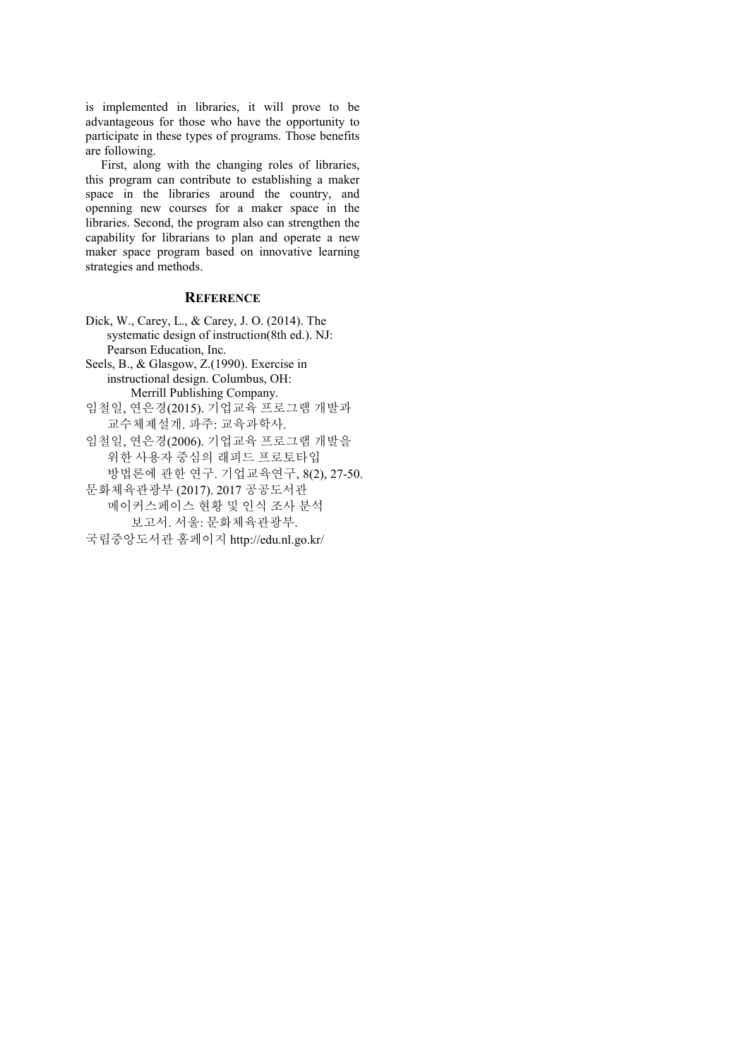is implemented in libraries, it will prove to be advantageous for those who have the opportunity to participate in these types of programs. Those benefits are following.

First, along with the changing roles of libraries, this program can contribute to establishing a maker space in the libraries around the country, and openning new courses for a maker space in the libraries. Second, the program also can strengthen the capability for librarians to plan and operate a new maker space program based on innovative learning strategies and methods.

## REFERENCE

Dick, W., Carey, L., & Carey, J. O. (2014). The systematic design of instruction(8th ed.). NJ: Pearson Education, Inc.

Seels, B., & Glasgow, Z.(1990). Exercise in instructional design. Columbus, OH: Merrill Publishing Company.

임철일, 연은경(2015). 기업교육 프로그램 개발과 교수체제설계. 파주: 교육과학사.

임철일, 연은경(2006). 기업교육 프로그램 개발을 위한 사용자 중심의 래피드 프로토타입 방법론에 관한 연구. 기업교육연구, 8(2), 27-50.

문화체육관광부 (2017). 2017 공공도서관 메이커스페이스 현황 및 인식 조사 분석 보고서. 서울: 문화체육관광부.

국립중앙도서관 홈페이지 http://edu.nl.go.kr/